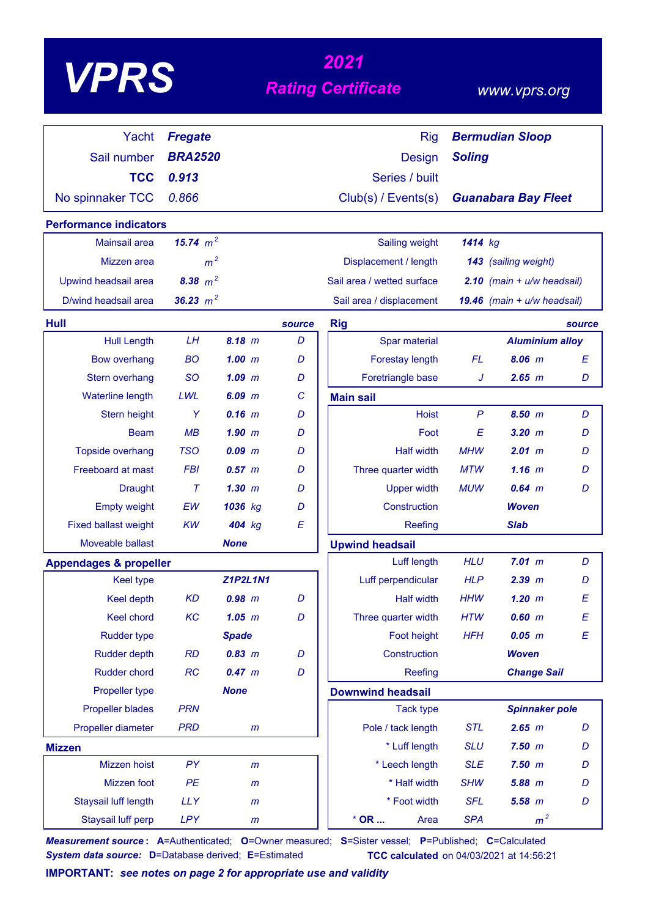# VPRS

## 2021 Rating Certificate

www.vprs.org

| | | | |
|---|---|---|---|
| Yacht | **Fregate** | Rig | **Bermudian Sloop** |
| Sail number | **BRA2520** | Design | **Soling** |
| **TCC** | **0.913** | Series / built | |
| No spinnaker TCC | 0.866 | Club(s) / Events(s) | **Guanabara Bay Fleet** |

## Performance indicators

| | | | |
|---|---|---|---|
| Mainsail area | **15.74** $m^2$ | Sailing weight | **1414** kg |
| Mizzen area | $m^2$ | Displacement / length | **143** (sailing weight) |
| Upwind headsail area | **8.38** $m^2$ | Sail area / wetted surface | **2.10** (main + u/w headsail) |
| D/wind headsail area | **36.23** $m^2$ | Sail area / displacement | **19.46** (main + u/w headsail) |

## Hull

| | | | source |
|---|---|---|---|
| Hull Length | LH | **8.18** m | D |
| Bow overhang | BO | **1.00** m | D |
| Stern overhang | SO | **1.09** m | D |
| Waterline length | LWL | **6.09** m | C |
| Stern height | Y | **0.16** m | D |
| Beam | MB | **1.90** m | D |
| Topside overhang | TSO | **0.09** m | D |
| Freeboard at mast | FBI | **0.57** m | D |
| Draught | T | **1.30** m | D |
| Empty weight | EW | **1036** kg | D |
| Fixed ballast weight | KW | **404** kg | E |
| Moveable ballast | | **None** | |

## Appendages & propeller

| | | | |
|---|---|---|---|
| Keel type | | **Z1P2L1N1** | |
| Keel depth | KD | **0.98** m | D |
| Keel chord | KC | **1.05** m | D |
| Rudder type | | **Spade** | |
| Rudder depth | RD | **0.83** m | D |
| Rudder chord | RC | **0.47** m | D |
| Propeller type | | **None** | |
| Propeller blades | PRN | | |
| Propeller diameter | PRD | m | |

## Mizzen

| | | | |
|---|---|---|---|
| Mizzen hoist | PY | m | |
| Mizzen foot | PE | m | |
| Staysail luff length | LLY | m | |
| Staysail luff perp | LPY | m | |

## Rig

| | | | source |
|---|---|---|---|
| Spar material | | **Aluminium alloy** | |
| Forestay length | FL | **8.06** m | E |
| Foretriangle base | J | **2.65** m | D |

## Main sail

| | | | |
|---|---|---|---|
| Hoist | P | **8.50** m | D |
| Foot | E | **3.20** m | D |
| Half width | MHW | **2.01** m | D |
| Three quarter width | MTW | **1.16** m | D |
| Upper width | MUW | **0.64** m | D |
| Construction | | **Woven** | |
| Reefing | | **Slab** | |

## Upwind headsail

| | | | |
|---|---|---|---|
| Luff length | HLU | **7.01** m | D |
| Luff perpendicular | HLP | **2.39** m | D |
| Half width | HHW | **1.20** m | E |
| Three quarter width | HTW | **0.60** m | E |
| Foot height | HFH | **0.05** m | E |
| Construction | | **Woven** | |
| Reefing | | **Change Sail** | |

## Downwind headsail

| | | | |
|---|---|---|---|
| Tack type | | **Spinnaker pole** | |
| Pole / tack length | STL | **2.65** m | D |
| * Luff length | SLU | **7.50** m | D |
| * Leech length | SLE | **7.50** m | D |
| * Half width | SHW | **5.88** m | D |
| * Foot width | SFL | **5.58** m | D |
| * OR ... Area | SPA | $m^2$ | |

***Measurement source*:** **A**=Authenticated; **O**=Owner measured; **S**=Sister vessel; **P**=Published; **C**=Calculated

***System data source:*** **D**=Database derived; **E**=Estimated

**TCC calculated** on 04/03/2021 at 14:56:21

**IMPORTANT:** ***see notes on page 2 for appropriate use and validity***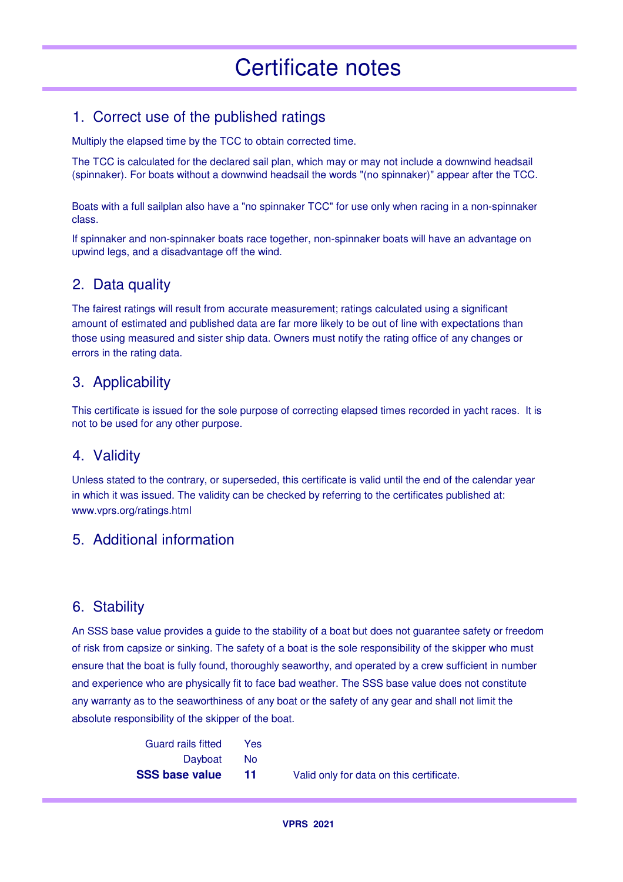# Certificate notes

## 1. Correct use of the published ratings

Multiply the elapsed time by the TCC to obtain corrected time.

The TCC is calculated for the declared sail plan, which may or may not include a downwind headsail (spinnaker). For boats without a downwind headsail the words "(no spinnaker)" appear after the TCC.

Boats with a full sailplan also have a "no spinnaker TCC" for use only when racing in a non-spinnaker class.

If spinnaker and non-spinnaker boats race together, non-spinnaker boats will have an advantage on upwind legs, and a disadvantage off the wind.

## 2. Data quality

The fairest ratings will result from accurate measurement; ratings calculated using a significant amount of estimated and published data are far more likely to be out of line with expectations than those using measured and sister ship data. Owners must notify the rating office of any changes or errors in the rating data.

## 3. Applicability

This certificate is issued for the sole purpose of correcting elapsed times recorded in yacht races. It is not to be used for any other purpose.

## 4. Validity

Unless stated to the contrary, or superseded, this certificate is valid until the end of the calendar year in which it was issued. The validity can be checked by referring to the certificates published at: www.vprs.org/ratings.html

## 5. Additional information

## 6. Stability

An SSS base value provides a guide to the stability of a boat but does not guarantee safety or freedom of risk from capsize or sinking. The safety of a boat is the sole responsibility of the skipper who must ensure that the boat is fully found, thoroughly seaworthy, and operated by a crew sufficient in number and experience who are physically fit to face bad weather. The SSS base value does not constitute any warranty as to the seaworthiness of any boat or the safety of any gear and shall not limit the absolute responsibility of the skipper of the boat.

| | | |
|---|---|---|
| Guard rails fitted | Yes | |
| Dayboat | No | |
| **SSS base value** | **11** | Valid only for data on this certificate. |

**VPRS 2021**